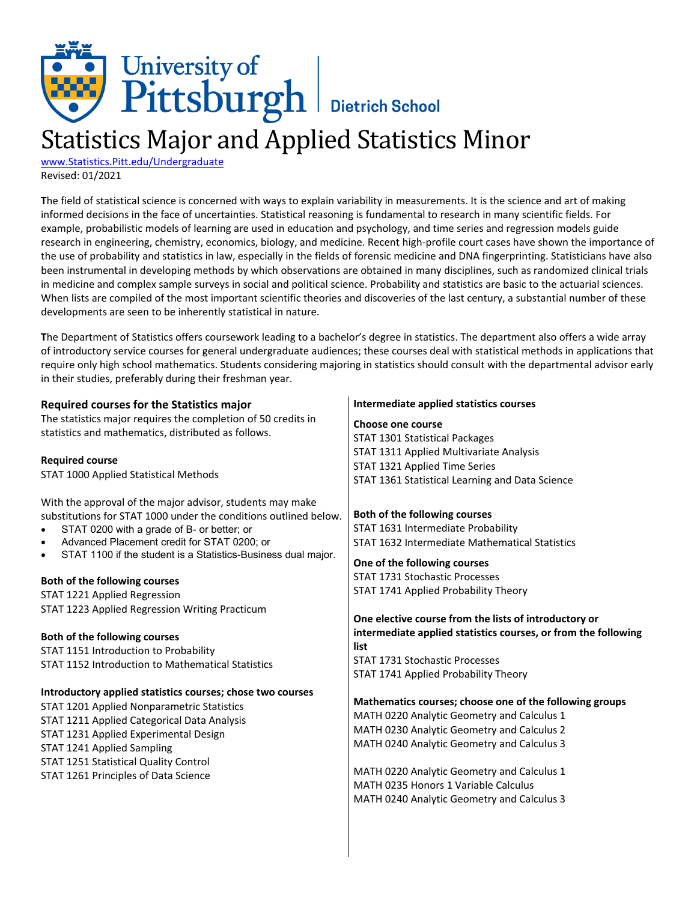University of Pittsburgh | Dietrich School

# Statistics Major and Applied Statistics Minor

www.Statistics.Pitt.edu/Undergraduate
Revised: 01/2021

The field of statistical science is concerned with ways to explain variability in measurements. It is the science and art of making informed decisions in the face of uncertainties. Statistical reasoning is fundamental to research in many scientific fields. For example, probabilistic models of learning are used in education and psychology, and time series and regression models guide research in engineering, chemistry, economics, biology, and medicine. Recent high-profile court cases have shown the importance of the use of probability and statistics in law, especially in the fields of forensic medicine and DNA fingerprinting. Statisticians have also been instrumental in developing methods by which observations are obtained in many disciplines, such as randomized clinical trials in medicine and complex sample surveys in social and political science. Probability and statistics are basic to the actuarial sciences. When lists are compiled of the most important scientific theories and discoveries of the last century, a substantial number of these developments are seen to be inherently statistical in nature.

The Department of Statistics offers coursework leading to a bachelor's degree in statistics. The department also offers a wide array of introductory service courses for general undergraduate audiences; these courses deal with statistical methods in applications that require only high school mathematics. Students considering majoring in statistics should consult with the departmental advisor early in their studies, preferably during their freshman year.

## Required courses for the Statistics major

The statistics major requires the completion of 50 credits in statistics and mathematics, distributed as follows.

**Required course**
STAT 1000 Applied Statistical Methods

With the approval of the major advisor, students may make substitutions for STAT 1000 under the conditions outlined below.

- STAT 0200 with a grade of B- or better; or
- Advanced Placement credit for STAT 0200; or
- STAT 1100 if the student is a Statistics-Business dual major.

**Both of the following courses**
STAT 1221 Applied Regression
STAT 1223 Applied Regression Writing Practicum

**Both of the following courses**
STAT 1151 Introduction to Probability
STAT 1152 Introduction to Mathematical Statistics

**Introductory applied statistics courses; chose two courses**
STAT 1201 Applied Nonparametric Statistics
STAT 1211 Applied Categorical Data Analysis
STAT 1231 Applied Experimental Design
STAT 1241 Applied Sampling
STAT 1251 Statistical Quality Control
STAT 1261 Principles of Data Science

**Intermediate applied statistics courses**

**Choose one course**
STAT 1301 Statistical Packages
STAT 1311 Applied Multivariate Analysis
STAT 1321 Applied Time Series
STAT 1361 Statistical Learning and Data Science

**Both of the following courses**
STAT 1631 Intermediate Probability
STAT 1632 Intermediate Mathematical Statistics

**One of the following courses**
STAT 1731 Stochastic Processes
STAT 1741 Applied Probability Theory

**One elective course from the lists of introductory or intermediate applied statistics courses, or from the following list**
STAT 1731 Stochastic Processes
STAT 1741 Applied Probability Theory

**Mathematics courses; choose one of the following groups**
MATH 0220 Analytic Geometry and Calculus 1
MATH 0230 Analytic Geometry and Calculus 2
MATH 0240 Analytic Geometry and Calculus 3

MATH 0220 Analytic Geometry and Calculus 1
MATH 0235 Honors 1 Variable Calculus
MATH 0240 Analytic Geometry and Calculus 3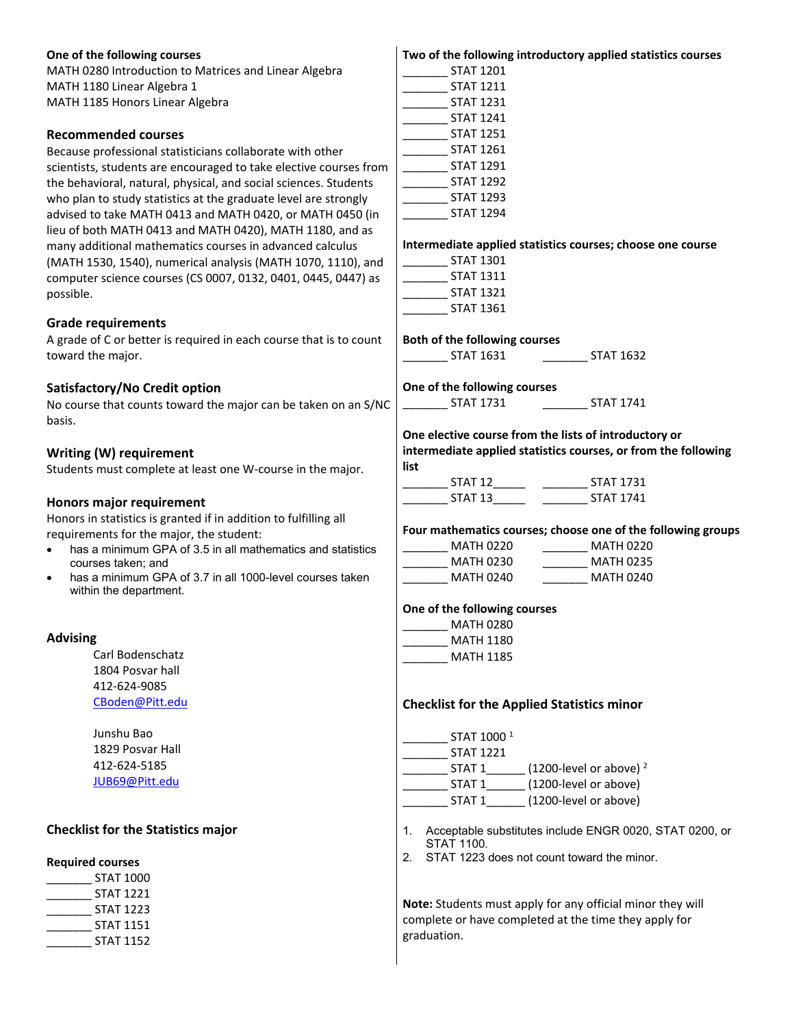**One of the following courses**
MATH 0280 Introduction to Matrices and Linear Algebra
MATH 1180 Linear Algebra 1
MATH 1185 Honors Linear Algebra

## Recommended courses

Because professional statisticians collaborate with other scientists, students are encouraged to take elective courses from the behavioral, natural, physical, and social sciences. Students who plan to study statistics at the graduate level are strongly advised to take MATH 0413 and MATH 0420, or MATH 0450 (in lieu of both MATH 0413 and MATH 0420), MATH 1180, and as many additional mathematics courses in advanced calculus (MATH 1530, 1540), numerical analysis (MATH 1070, 1110), and computer science courses (CS 0007, 0132, 0401, 0445, 0447) as possible.

## Grade requirements

A grade of C or better is required in each course that is to count toward the major.

## Satisfactory/No Credit option

No course that counts toward the major can be taken on an S/NC basis.

## Writing (W) requirement

Students must complete at least one W-course in the major.

## Honors major requirement

Honors in statistics is granted if in addition to fulfilling all requirements for the major, the student:

- has a minimum GPA of 3.5 in all mathematics and statistics courses taken; and
- has a minimum GPA of 3.7 in all 1000-level courses taken within the department.

## Advising

Carl Bodenschatz
1804 Posvar hall
412-624-9085
CBoden@Pitt.edu

Junshu Bao
1829 Posvar Hall
412-624-5185
JUB69@Pitt.edu

## Checklist for the Statistics major

**Required courses**
_______ STAT 1000
_______ STAT 1221
_______ STAT 1223
_______ STAT 1151
_______ STAT 1152

**Two of the following introductory applied statistics courses**
_______ STAT 1201
_______ STAT 1211
_______ STAT 1231
_______ STAT 1241
_______ STAT 1251
_______ STAT 1261
_______ STAT 1291
_______ STAT 1292
_______ STAT 1293
_______ STAT 1294

**Intermediate applied statistics courses; choose one course**
_______ STAT 1301
_______ STAT 1311
_______ STAT 1321
_______ STAT 1361

**Both of the following courses**
_______ STAT 1631 _______ STAT 1632

**One of the following courses**
_______ STAT 1731 _______ STAT 1741

**One elective course from the lists of introductory or intermediate applied statistics courses, or from the following list**
_______ STAT 12_____ _______ STAT 1731
_______ STAT 13_____ _______ STAT 1741

**Four mathematics courses; choose one of the following groups**
_______ MATH 0220 _______ MATH 0220
_______ MATH 0230 _______ MATH 0235
_______ MATH 0240 _______ MATH 0240

**One of the following courses**
_______ MATH 0280
_______ MATH 1180
_______ MATH 1185

## Checklist for the Applied Statistics minor

_______ STAT 1000 [1]
_______ STAT 1221
_______ STAT 1______ (1200-level or above) [2]
_______ STAT 1______ (1200-level or above)
_______ STAT 1______ (1200-level or above)

1. Acceptable substitutes include ENGR 0020, STAT 0200, or STAT 1100.
2. STAT 1223 does not count toward the minor.

**Note:** Students must apply for any official minor they will complete or have completed at the time they apply for graduation.